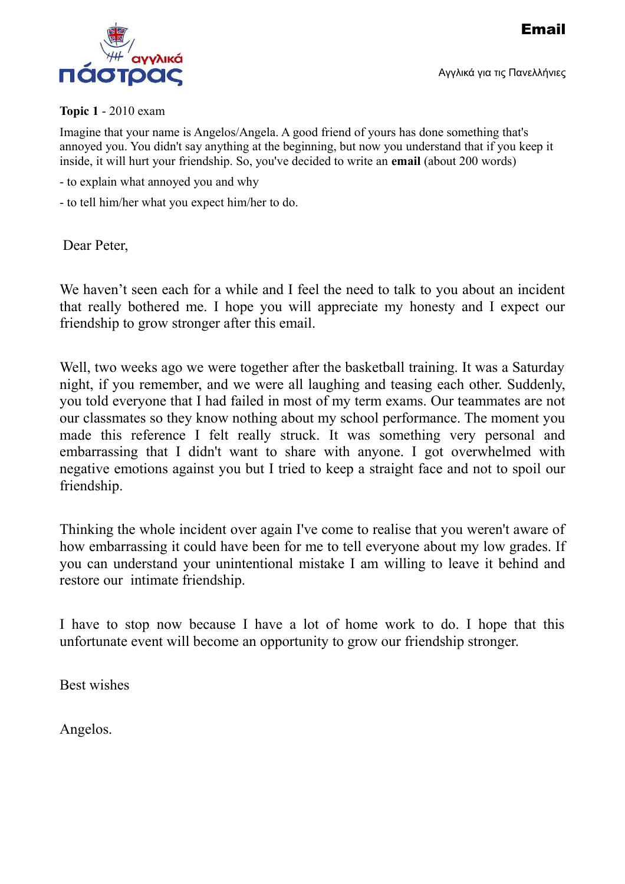# Email

Αγγλικά για τις Πανελλήνιες

**Topic 1** - 2010 exam

Imagine that your name is Angelos/Angela. A good friend of yours has done something that's annoyed you. You didn't say anything at the beginning, but now you understand that if you keep it inside, it will hurt your friendship. So, you've decided to write an **email** (about 200 words)

- to explain what annoyed you and why
- to tell him/her what you expect him/her to do.

Dear Peter,

We haven't seen each for a while and I feel the need to talk to you about an incident that really bothered me. I hope you will appreciate my honesty and I expect our friendship to grow stronger after this email.

Well, two weeks ago we were together after the basketball training. It was a Saturday night, if you remember, and we were all laughing and teasing each other. Suddenly, you told everyone that I had failed in most of my term exams. Our teammates are not our classmates so they know nothing about my school performance. The moment you made this reference I felt really struck. It was something very personal and embarrassing that I didn't want to share with anyone. I got overwhelmed with negative emotions against you but I tried to keep a straight face and not to spoil our friendship.

Thinking the whole incident over again I've come to realise that you weren't aware of how embarrassing it could have been for me to tell everyone about my low grades. If you can understand your unintentional mistake I am willing to leave it behind and restore our intimate friendship.

I have to stop now because I have a lot of home work to do. I hope that this unfortunate event will become an opportunity to grow our friendship stronger.

Best wishes

Angelos.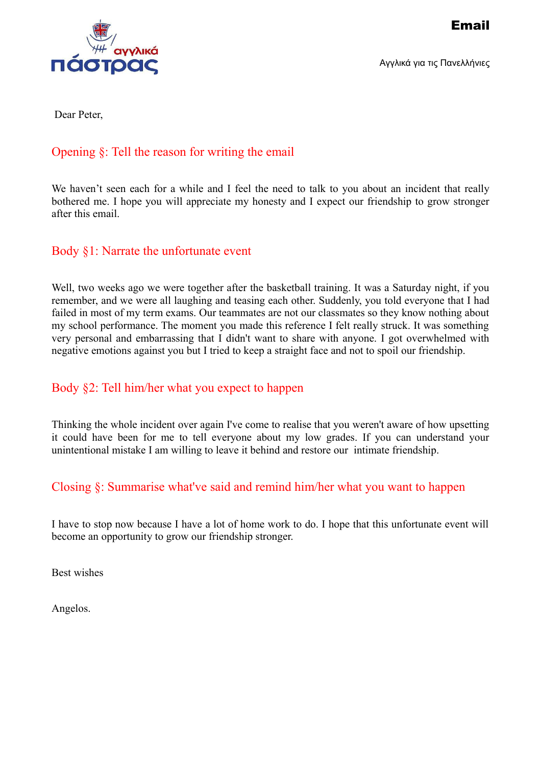# Email

Αγγλικά για τις Πανελλήνιες

Dear Peter,

## Opening §: Tell the reason for writing the email

We haven't seen each for a while and I feel the need to talk to you about an incident that really bothered me. I hope you will appreciate my honesty and I expect our friendship to grow stronger after this email.

## Body §1: Narrate the unfortunate event

Well, two weeks ago we were together after the basketball training. It was a Saturday night, if you remember, and we were all laughing and teasing each other. Suddenly, you told everyone that I had failed in most of my term exams. Our teammates are not our classmates so they know nothing about my school performance. The moment you made this reference I felt really struck. It was something very personal and embarrassing that I didn't want to share with anyone. I got overwhelmed with negative emotions against you but I tried to keep a straight face and not to spoil our friendship.

## Body §2: Tell him/her what you expect to happen

Thinking the whole incident over again I've come to realise that you weren't aware of how upsetting it could have been for me to tell everyone about my low grades. If you can understand your unintentional mistake I am willing to leave it behind and restore our intimate friendship.

## Closing §: Summarise what've said and remind him/her what you want to happen

I have to stop now because I have a lot of home work to do. I hope that this unfortunate event will become an opportunity to grow our friendship stronger.

Best wishes

Angelos.